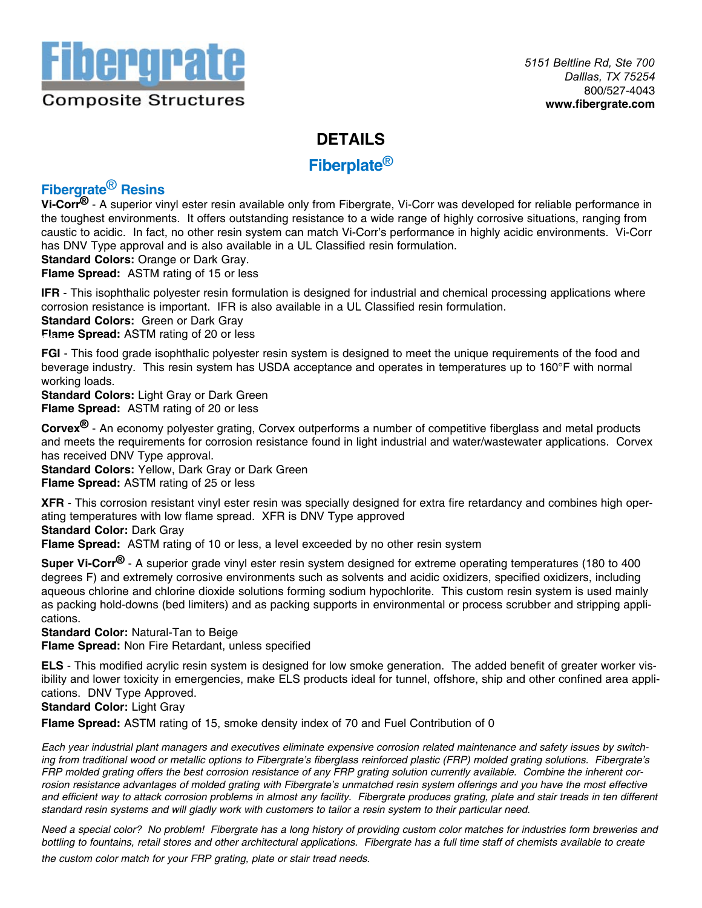# Fibergrate

Composite Structures

5151 Beltline Rd, Ste 700
Dallias, TX 75254
800/527-4043
**www.fibergrate.com**

## DETAILS

## Fiberplate®

### Fibergrate® Resins

**Vi-Corr®** - A superior vinyl ester resin available only from Fibergrate, Vi-Corr was developed for reliable performance in the toughest environments. It offers outstanding resistance to a wide range of highly corrosive situations, ranging from caustic to acidic. In fact, no other resin system can match Vi-Corr's performance in highly acidic environments. Vi-Corr has DNV Type approval and is also available in a UL Classified resin formulation.
**Standard Colors:** Orange or Dark Gray.
**Flame Spread:** ASTM rating of 15 or less

**IFR** - This isophthalic polyester resin formulation is designed for industrial and chemical processing applications where corrosion resistance is important. IFR is also available in a UL Classified resin formulation.
**Standard Colors:** Green or Dark Gray
**Flame Spread:** ASTM rating of 20 or less

**FGI** - This food grade isophthalic polyester resin system is designed to meet the unique requirements of the food and beverage industry. This resin system has USDA acceptance and operates in temperatures up to 160°F with normal working loads.
**Standard Colors:** Light Gray or Dark Green
**Flame Spread:** ASTM rating of 20 or less

**Corvex®** - An economy polyester grating, Corvex outperforms a number of competitive fiberglass and metal products and meets the requirements for corrosion resistance found in light industrial and water/wastewater applications. Corvex has received DNV Type approval.
**Standard Colors:** Yellow, Dark Gray or Dark Green
**Flame Spread:** ASTM rating of 25 or less

**XFR** - This corrosion resistant vinyl ester resin was specially designed for extra fire retardancy and combines high operating temperatures with low flame spread. XFR is DNV Type approved
**Standard Color:** Dark Gray
**Flame Spread:** ASTM rating of 10 or less, a level exceeded by no other resin system

**Super Vi-Corr®** - A superior grade vinyl ester resin system designed for extreme operating temperatures (180 to 400 degrees F) and extremely corrosive environments such as solvents and acidic oxidizers, specified oxidizers, including aqueous chlorine and chlorine dioxide solutions forming sodium hypochlorite. This custom resin system is used mainly as packing hold-downs (bed limiters) and as packing supports in environmental or process scrubber and stripping applications.
**Standard Color:** Natural-Tan to Beige
**Flame Spread:** Non Fire Retardant, unless specified

**ELS** - This modified acrylic resin system is designed for low smoke generation. The added benefit of greater worker visibility and lower toxicity in emergencies, make ELS products ideal for tunnel, offshore, ship and other confined area applications. DNV Type Approved.
**Standard Color:** Light Gray
**Flame Spread:** ASTM rating of 15, smoke density index of 70 and Fuel Contribution of 0

*Each year industrial plant managers and executives eliminate expensive corrosion related maintenance and safety issues by switching from traditional wood or metallic options to Fibergrate's fiberglass reinforced plastic (FRP) molded grating solutions. Fibergrate's FRP molded grating offers the best corrosion resistance of any FRP grating solution currently available. Combine the inherent corrosion resistance advantages of molded grating with Fibergrate's unmatched resin system offerings and you have the most effective and efficient way to attack corrosion problems in almost any facility. Fibergrate produces grating, plate and stair treads in ten different standard resin systems and will gladly work with customers to tailor a resin system to their particular need.*

*Need a special color? No problem! Fibergrate has a long history of providing custom color matches for industries form breweries and bottling to fountains, retail stores and other architectural applications. Fibergrate has a full time staff of chemists available to create the custom color match for your FRP grating, plate or stair tread needs.*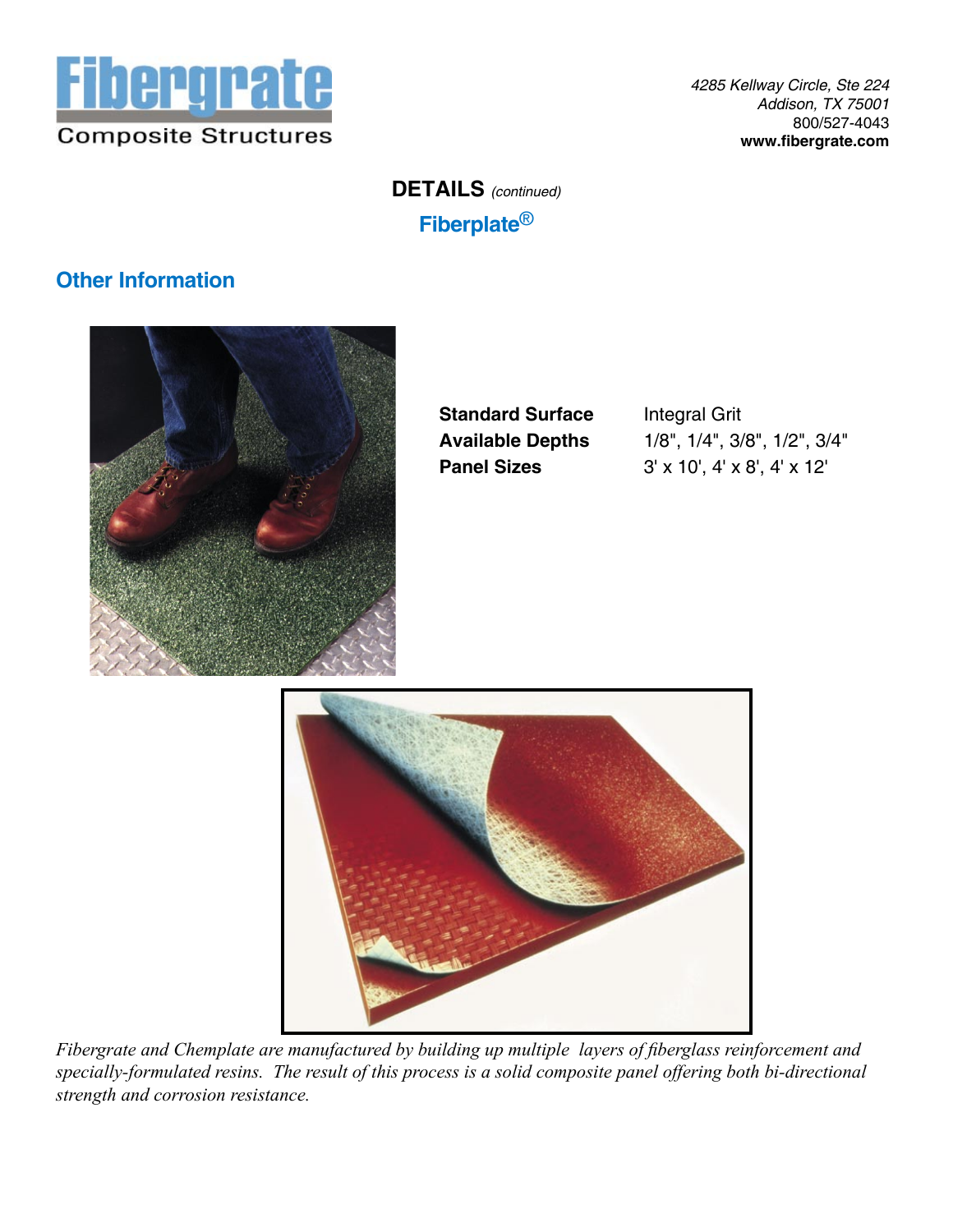# DETAILS *(continued)*

## Fiberplate®

### Other Information

| | |
|---|---|
| **Standard Surface** | Integral Grit |
| **Available Depths** | 1/8", 1/4", 3/8", 1/2", 3/4" |
| **Panel Sizes** | 3' x 10', 4' x 8', 4' x 12' |

*Fibergrate and Chemplate are manufactured by building up multiple layers of fiberglass reinforcement and specially-formulated resins. The result of this process is a solid composite panel offering both bi-directional strength and corrosion resistance.*